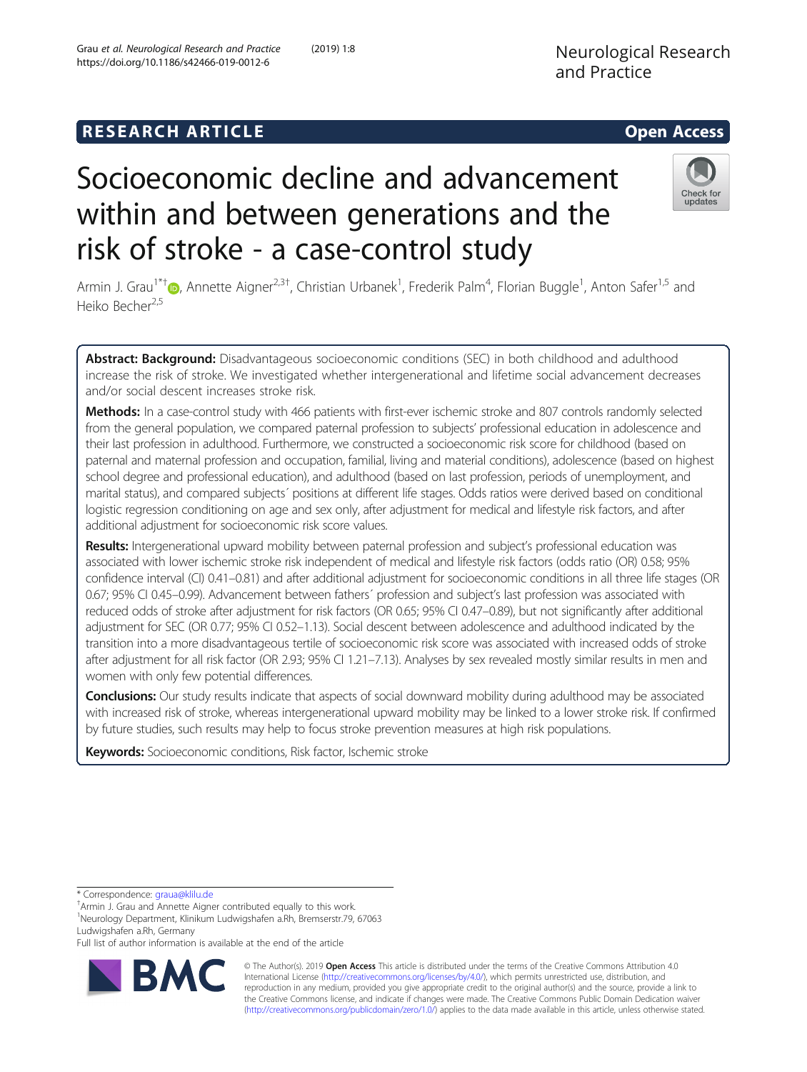RESEARCH ARTICLE

Open Access

# Socioeconomic decline and advancement within and between generations and the risk of stroke - a case-control study

Armin J. Grau[1*†], Annette Aigner[2,3†], Christian Urbanek[1], Frederik Palm[4], Florian Buggle[1], Anton Safer[1,5] and Heiko Becher[2,5]

**Abstract: Background:** Disadvantageous socioeconomic conditions (SEC) in both childhood and adulthood increase the risk of stroke. We investigated whether intergenerational and lifetime social advancement decreases and/or social descent increases stroke risk.

**Methods:** In a case-control study with 466 patients with first-ever ischemic stroke and 807 controls randomly selected from the general population, we compared paternal profession to subjects' professional education in adolescence and their last profession in adulthood. Furthermore, we constructed a socioeconomic risk score for childhood (based on paternal and maternal profession and occupation, familial, living and material conditions), adolescence (based on highest school degree and professional education), and adulthood (based on last profession, periods of unemployment, and marital status), and compared subjects´ positions at different life stages. Odds ratios were derived based on conditional logistic regression conditioning on age and sex only, after adjustment for medical and lifestyle risk factors, and after additional adjustment for socioeconomic risk score values.

**Results:** Intergenerational upward mobility between paternal profession and subject's professional education was associated with lower ischemic stroke risk independent of medical and lifestyle risk factors (odds ratio (OR) 0.58; 95% confidence interval (CI) 0.41–0.81) and after additional adjustment for socioeconomic conditions in all three life stages (OR 0.67; 95% CI 0.45–0.99). Advancement between fathers´ profession and subject's last profession was associated with reduced odds of stroke after adjustment for risk factors (OR 0.65; 95% CI 0.47–0.89), but not significantly after additional adjustment for SEC (OR 0.77; 95% CI 0.52–1.13). Social descent between adolescence and adulthood indicated by the transition into a more disadvantageous tertile of socioeconomic risk score was associated with increased odds of stroke after adjustment for all risk factor (OR 2.93; 95% CI 1.21–7.13). Analyses by sex revealed mostly similar results in men and women with only few potential differences.

**Conclusions:** Our study results indicate that aspects of social downward mobility during adulthood may be associated with increased risk of stroke, whereas intergenerational upward mobility may be linked to a lower stroke risk. If confirmed by future studies, such results may help to focus stroke prevention measures at high risk populations.

**Keywords:** Socioeconomic conditions, Risk factor, Ischemic stroke

* Correspondence: graua@klilu.de

† Armin J. Grau and Annette Aigner contributed equally to this work.

[1] Neurology Department, Klinikum Ludwigshafen a.Rh, Bremserstr.79, 67063 Ludwigshafen a.Rh, Germany

Full list of author information is available at the end of the article

© The Author(s). 2019 **Open Access** This article is distributed under the terms of the Creative Commons Attribution 4.0 International License (http://creativecommons.org/licenses/by/4.0/), which permits unrestricted use, distribution, and reproduction in any medium, provided you give appropriate credit to the original author(s) and the source, provide a link to the Creative Commons license, and indicate if changes were made. The Creative Commons Public Domain Dedication waiver (http://creativecommons.org/publicdomain/zero/1.0/) applies to the data made available in this article, unless otherwise stated.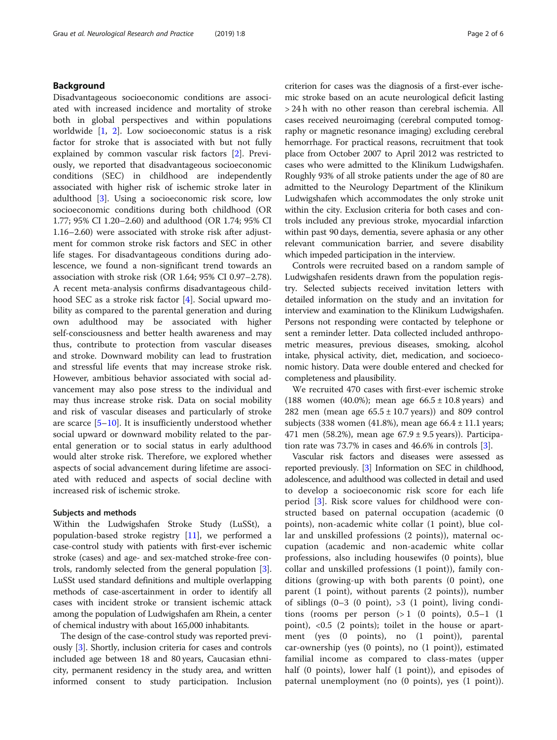## Background

Disadvantageous socioeconomic conditions are associated with increased incidence and mortality of stroke both in global perspectives and within populations worldwide [1, 2]. Low socioeconomic status is a risk factor for stroke that is associated with but not fully explained by common vascular risk factors [2]. Previously, we reported that disadvantageous socioeconomic conditions (SEC) in childhood are independently associated with higher risk of ischemic stroke later in adulthood [3]. Using a socioeconomic risk score, low socioeconomic conditions during both childhood (OR 1.77; 95% CI 1.20–2.60) and adulthood (OR 1.74; 95% CI 1.16–2.60) were associated with stroke risk after adjustment for common stroke risk factors and SEC in other life stages. For disadvantageous conditions during adolescence, we found a non-significant trend towards an association with stroke risk (OR 1.64; 95% CI 0.97–2.78). A recent meta-analysis confirms disadvantageous childhood SEC as a stroke risk factor [4]. Social upward mobility as compared to the parental generation and during own adulthood may be associated with higher self-consciousness and better health awareness and may thus, contribute to protection from vascular diseases and stroke. Downward mobility can lead to frustration and stressful life events that may increase stroke risk. However, ambitious behavior associated with social advancement may also pose stress to the individual and may thus increase stroke risk. Data on social mobility and risk of vascular diseases and particularly of stroke are scarce [5–10]. It is insufficiently understood whether social upward or downward mobility related to the parental generation or to social status in early adulthood would alter stroke risk. Therefore, we explored whether aspects of social advancement during lifetime are associated with reduced and aspects of social decline with increased risk of ischemic stroke.

### Subjects and methods

Within the Ludwigshafen Stroke Study (LuSSt), a population-based stroke registry [11], we performed a case-control study with patients with first-ever ischemic stroke (cases) and age- and sex-matched stroke-free controls, randomly selected from the general population [3]. LuSSt used standard definitions and multiple overlapping methods of case-ascertainment in order to identify all cases with incident stroke or transient ischemic attack among the population of Ludwigshafen am Rhein, a center of chemical industry with about 165,000 inhabitants.

The design of the case-control study was reported previously [3]. Shortly, inclusion criteria for cases and controls included age between 18 and 80 years, Caucasian ethnicity, permanent residency in the study area, and written informed consent to study participation. Inclusion criterion for cases was the diagnosis of a first-ever ischemic stroke based on an acute neurological deficit lasting > 24 h with no other reason than cerebral ischemia. All cases received neuroimaging (cerebral computed tomography or magnetic resonance imaging) excluding cerebral hemorrhage. For practical reasons, recruitment that took place from October 2007 to April 2012 was restricted to cases who were admitted to the Klinikum Ludwigshafen. Roughly 93% of all stroke patients under the age of 80 are admitted to the Neurology Department of the Klinikum Ludwigshafen which accommodates the only stroke unit within the city. Exclusion criteria for both cases and controls included any previous stroke, myocardial infarction within past 90 days, dementia, severe aphasia or any other relevant communication barrier, and severe disability which impeded participation in the interview.

Controls were recruited based on a random sample of Ludwigshafen residents drawn from the population registry. Selected subjects received invitation letters with detailed information on the study and an invitation for interview and examination to the Klinikum Ludwigshafen. Persons not responding were contacted by telephone or sent a reminder letter. Data collected included anthropometric measures, previous diseases, smoking, alcohol intake, physical activity, diet, medication, and socioeconomic history. Data were double entered and checked for completeness and plausibility.

We recruited 470 cases with first-ever ischemic stroke (188 women (40.0%); mean age 66.5 ± 10.8 years) and 282 men (mean age 65.5 ± 10.7 years)) and 809 control subjects (338 women (41.8%), mean age 66.4 ± 11.1 years; 471 men (58.2%), mean age 67.9 ± 9.5 years)). Participation rate was 73.7% in cases and 46.6% in controls [3].

Vascular risk factors and diseases were assessed as reported previously. [3] Information on SEC in childhood, adolescence, and adulthood was collected in detail and used to develop a socioeconomic risk score for each life period [3]. Risk score values for childhood were constructed based on paternal occupation (academic (0 points), non-academic white collar (1 point), blue collar and unskilled professions (2 points)), maternal occupation (academic and non-academic white collar professions, also including housewifes (0 points), blue collar and unskilled professions (1 point)), family conditions (growing-up with both parents (0 point), one parent (1 point), without parents (2 points)), number of siblings (0–3 (0 point), >3 (1 point), living conditions (rooms per person (> 1 (0 points), 0.5–1 (1 point), <0.5 (2 points); toilet in the house or apartment (yes (0 points), no (1 point)), parental car-ownership (yes (0 points), no (1 point)), estimated familial income as compared to class-mates (upper half (0 points), lower half (1 point)), and episodes of paternal unemployment (no (0 points), yes (1 point)).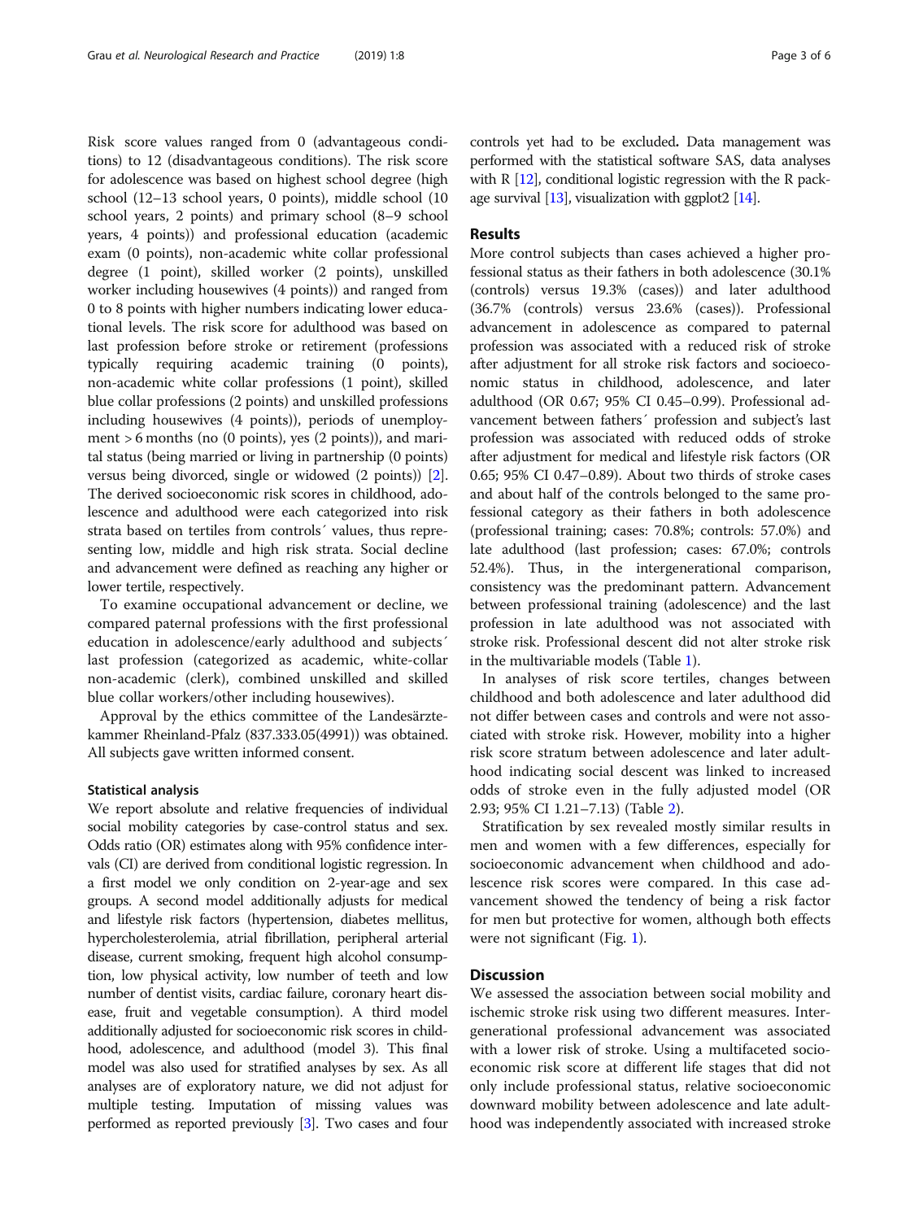Risk score values ranged from 0 (advantageous conditions) to 12 (disadvantageous conditions). The risk score for adolescence was based on highest school degree (high school (12–13 school years, 0 points), middle school (10 school years, 2 points) and primary school (8–9 school years, 4 points)) and professional education (academic exam (0 points), non-academic white collar professional degree (1 point), skilled worker (2 points), unskilled worker including housewives (4 points)) and ranged from 0 to 8 points with higher numbers indicating lower educational levels. The risk score for adulthood was based on last profession before stroke or retirement (professions typically requiring academic training (0 points), non-academic white collar professions (1 point), skilled blue collar professions (2 points) and unskilled professions including housewives (4 points)), periods of unemployment > 6 months (no (0 points), yes (2 points)), and marital status (being married or living in partnership (0 points) versus being divorced, single or widowed (2 points)) [2]. The derived socioeconomic risk scores in childhood, adolescence and adulthood were each categorized into risk strata based on tertiles from controls´ values, thus representing low, middle and high risk strata. Social decline and advancement were defined as reaching any higher or lower tertile, respectively.

To examine occupational advancement or decline, we compared paternal professions with the first professional education in adolescence/early adulthood and subjects´ last profession (categorized as academic, white-collar non-academic (clerk), combined unskilled and skilled blue collar workers/other including housewives).

Approval by the ethics committee of the Landesärztekammer Rheinland-Pfalz (837.333.05(4991)) was obtained. All subjects gave written informed consent.

### Statistical analysis

We report absolute and relative frequencies of individual social mobility categories by case-control status and sex. Odds ratio (OR) estimates along with 95% confidence intervals (CI) are derived from conditional logistic regression. In a first model we only condition on 2-year-age and sex groups. A second model additionally adjusts for medical and lifestyle risk factors (hypertension, diabetes mellitus, hypercholesterolemia, atrial fibrillation, peripheral arterial disease, current smoking, frequent high alcohol consumption, low physical activity, low number of teeth and low number of dentist visits, cardiac failure, coronary heart disease, fruit and vegetable consumption). A third model additionally adjusted for socioeconomic risk scores in childhood, adolescence, and adulthood (model 3). This final model was also used for stratified analyses by sex. As all analyses are of exploratory nature, we did not adjust for multiple testing. Imputation of missing values was performed as reported previously [3]. Two cases and four controls yet had to be excluded. Data management was performed with the statistical software SAS, data analyses with R [12], conditional logistic regression with the R package survival [13], visualization with ggplot2 [14].

## Results

More control subjects than cases achieved a higher professional status as their fathers in both adolescence (30.1% (controls) versus 19.3% (cases)) and later adulthood (36.7% (controls) versus 23.6% (cases)). Professional advancement in adolescence as compared to paternal profession was associated with a reduced risk of stroke after adjustment for all stroke risk factors and socioeconomic status in childhood, adolescence, and later adulthood (OR 0.67; 95% CI 0.45–0.99). Professional advancement between fathers´ profession and subject's last profession was associated with reduced odds of stroke after adjustment for medical and lifestyle risk factors (OR 0.65; 95% CI 0.47–0.89). About two thirds of stroke cases and about half of the controls belonged to the same professional category as their fathers in both adolescence (professional training; cases: 70.8%; controls: 57.0%) and late adulthood (last profession; cases: 67.0%; controls 52.4%). Thus, in the intergenerational comparison, consistency was the predominant pattern. Advancement between professional training (adolescence) and the last profession in late adulthood was not associated with stroke risk. Professional descent did not alter stroke risk in the multivariable models (Table 1).

In analyses of risk score tertiles, changes between childhood and both adolescence and later adulthood did not differ between cases and controls and were not associated with stroke risk. However, mobility into a higher risk score stratum between adolescence and later adulthood indicating social descent was linked to increased odds of stroke even in the fully adjusted model (OR 2.93; 95% CI 1.21–7.13) (Table 2).

Stratification by sex revealed mostly similar results in men and women with a few differences, especially for socioeconomic advancement when childhood and adolescence risk scores were compared. In this case advancement showed the tendency of being a risk factor for men but protective for women, although both effects were not significant (Fig. 1).

## Discussion

We assessed the association between social mobility and ischemic stroke risk using two different measures. Intergenerational professional advancement was associated with a lower risk of stroke. Using a multifaceted socioeconomic risk score at different life stages that did not only include professional status, relative socioeconomic downward mobility between adolescence and late adulthood was independently associated with increased stroke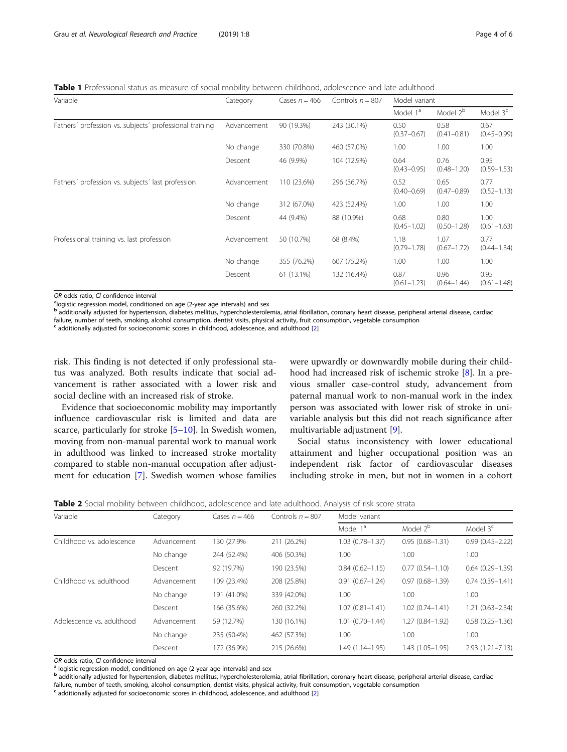**Table 1** Professional status as measure of social mobility between childhood, adolescence and late adulthood

| Variable | Category | Cases n = 466 | Controls n = 807 | Model variant | | |
|---|---|---|---|---|---|---|
| | | | | Model 1[a] | Model 2[b] | Model 3[c] |
| Fathers´ profession vs. subjects´ professional training | Advancement | 90 (19.3%) | 243 (30.1%) | 0.50 (0.37–0.67) | 0.58 (0.41–0.81) | 0.67 (0.45–0.99) |
| | No change | 330 (70.8%) | 460 (57.0%) | 1.00 | 1.00 | 1.00 |
| | Descent | 46 (9.9%) | 104 (12.9%) | 0.64 (0.43–0.95) | 0.76 (0.48–1.20) | 0.95 (0.59–1.53) |
| Fathers´ profession vs. subjects´ last profession | Advancement | 110 (23.6%) | 296 (36.7%) | 0.52 (0.40–0.69) | 0.65 (0.47–0.89) | 0.77 (0.52–1.13) |
| | No change | 312 (67.0%) | 423 (52.4%) | 1.00 | 1.00 | 1.00 |
| | Descent | 44 (9.4%) | 88 (10.9%) | 0.68 (0.45–1.02) | 0.80 (0.50–1.28) | 1.00 (0.61–1.63) |
| Professional training vs. last profession | Advancement | 50 (10.7%) | 68 (8.4%) | 1.18 (0.79–1.78) | 1.07 (0.67–1.72) | 0.77 (0.44–1.34) |
| | No change | 355 (76.2%) | 607 (75.2%) | 1.00 | 1.00 | 1.00 |
| | Descent | 61 (13.1%) | 132 (16.4%) | 0.87 (0.61–1.23) | 0.96 (0.64–1.44) | 0.95 (0.61–1.48) |

*OR* odds ratio, *CI* confidence interval

[a]logistic regression model, conditioned on age (2-year age intervals) and sex

[b] additionally adjusted for hypertension, diabetes mellitus, hypercholesterolemia, atrial fibrillation, coronary heart disease, peripheral arterial disease, cardiac failure, number of teeth, smoking, alcohol consumption, dentist visits, physical activity, fruit consumption, vegetable consumption

[c] additionally adjusted for socioeconomic scores in childhood, adolescence, and adulthood [2]

risk. This finding is not detected if only professional status was analyzed. Both results indicate that social advancement is rather associated with a lower risk and social decline with an increased risk of stroke.

Evidence that socioeconomic mobility may importantly influence cardiovascular risk is limited and data are scarce, particularly for stroke [5–10]. In Swedish women, moving from non-manual parental work to manual work in adulthood was linked to increased stroke mortality compared to stable non-manual occupation after adjustment for education [7]. Swedish women whose families were upwardly or downwardly mobile during their childhood had increased risk of ischemic stroke [8]. In a previous smaller case-control study, advancement from paternal manual work to non-manual work in the index person was associated with lower risk of stroke in univariable analysis but this did not reach significance after multivariable adjustment [9].

Social status inconsistency with lower educational attainment and higher occupational position was an independent risk factor of cardiovascular diseases including stroke in men, but not in women in a cohort

**Table 2** Social mobility between childhood, adolescence and late adulthood. Analysis of risk score strata

| Variable | Category | Cases n = 466 | Controls n = 807 | Model variant | | |
|---|---|---|---|---|---|---|
| | | | | Model 1[a] | Model 2[b] | Model 3[c] |
| Childhood vs. adolescence | Advancement | 130 (27.9% | 211 (26.2%) | 1.03 (0.78–1.37) | 0.95 (0.68–1.31) | 0.99 (0.45–2.22) |
| | No change | 244 (52.4%) | 406 (50.3%) | 1.00 | 1.00 | 1.00 |
| | Descent | 92 (19.7%) | 190 (23.5%) | 0.84 (0.62–1.15) | 0.77 (0.54–1.10) | 0.64 (0.29–1.39) |
| Childhood vs. adulthood | Advancement | 109 (23.4%) | 208 (25.8%) | 0.91 (0.67–1.24) | 0.97 (0.68–1.39) | 0.74 (0.39–1.41) |
| | No change | 191 (41.0%) | 339 (42.0%) | 1.00 | 1.00 | 1.00 |
| | Descent | 166 (35.6%) | 260 (32.2%) | 1.07 (0.81–1.41) | 1.02 (0.74–1.41) | 1.21 (0.63–2.34) |
| Adolescence vs. adulthood | Advancement | 59 (12.7%) | 130 (16.1%) | 1.01 (0.70–1.44) | 1.27 (0.84–1.92) | 0.58 (0.25–1.36) |
| | No change | 235 (50.4%) | 462 (57.3%) | 1.00 | 1.00 | 1.00 |
| | Descent | 172 (36.9%) | 215 (26.6%) | 1.49 (1.14–1.95) | 1.43 (1.05–1.95) | 2.93 (1.21–7.13) |

*OR* odds ratio, *CI* confidence interval

[a] logistic regression model, conditioned on age (2-year age intervals) and sex

[b] additionally adjusted for hypertension, diabetes mellitus, hypercholesterolemia, atrial fibrillation, coronary heart disease, peripheral arterial disease, cardiac failure, number of teeth, smoking, alcohol consumption, dentist visits, physical activity, fruit consumption, vegetable consumption

[c] additionally adjusted for socioeconomic scores in childhood, adolescence, and adulthood [2]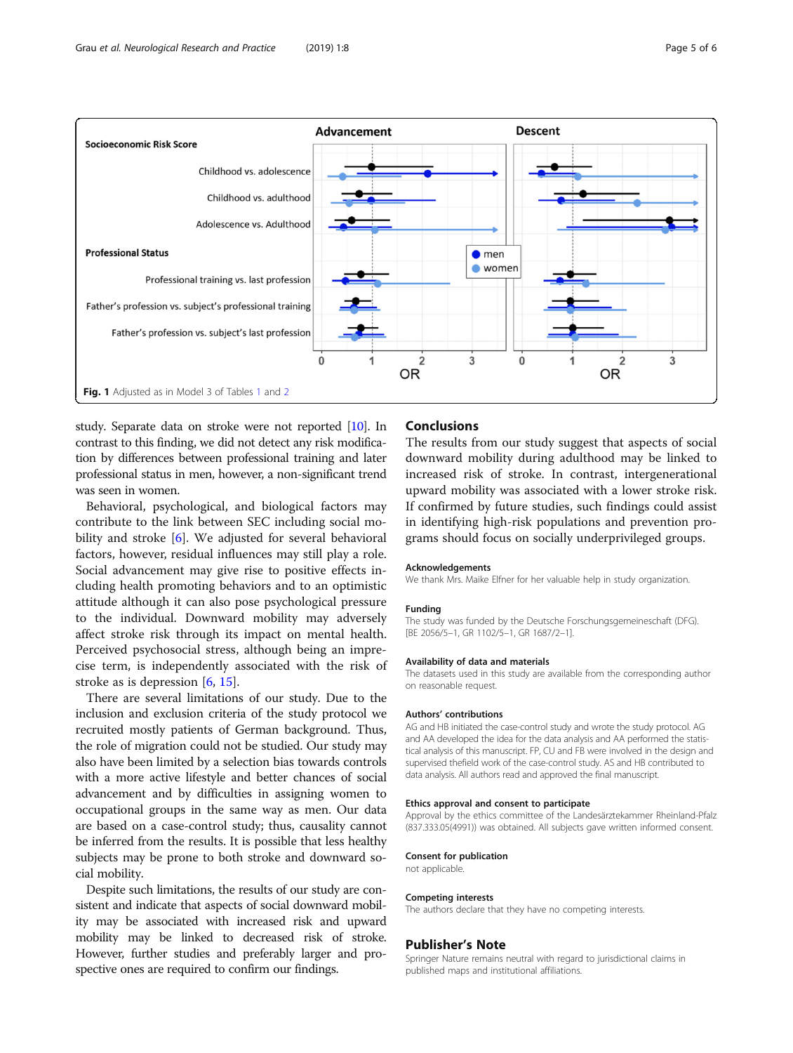Fig. 1 Adjusted as in Model 3 of Tables 1 and 2

study. Separate data on stroke were not reported [10]. In contrast to this finding, we did not detect any risk modification by differences between professional training and later professional status in men, however, a non-significant trend was seen in women.

Behavioral, psychological, and biological factors may contribute to the link between SEC including social mobility and stroke [6]. We adjusted for several behavioral factors, however, residual influences may still play a role. Social advancement may give rise to positive effects including health promoting behaviors and to an optimistic attitude although it can also pose psychological pressure to the individual. Downward mobility may adversely affect stroke risk through its impact on mental health. Perceived psychosocial stress, although being an imprecise term, is independently associated with the risk of stroke as is depression [6, 15].

There are several limitations of our study. Due to the inclusion and exclusion criteria of the study protocol we recruited mostly patients of German background. Thus, the role of migration could not be studied. Our study may also have been limited by a selection bias towards controls with a more active lifestyle and better chances of social advancement and by difficulties in assigning women to occupational groups in the same way as men. Our data are based on a case-control study; thus, causality cannot be inferred from the results. It is possible that less healthy subjects may be prone to both stroke and downward social mobility.

Despite such limitations, the results of our study are consistent and indicate that aspects of social downward mobility may be associated with increased risk and upward mobility may be linked to decreased risk of stroke. However, further studies and preferably larger and prospective ones are required to confirm our findings.

## Conclusions

The results from our study suggest that aspects of social downward mobility during adulthood may be linked to increased risk of stroke. In contrast, intergenerational upward mobility was associated with a lower stroke risk. If confirmed by future studies, such findings could assist in identifying high-risk populations and prevention programs should focus on socially underprivileged groups.

### Acknowledgements

We thank Mrs. Maike Elfner for her valuable help in study organization.

### Funding

The study was funded by the Deutsche Forschungsgemeineschaft (DFG). [BE 2056/5–1, GR 1102/5–1, GR 1687/2–1].

### Availability of data and materials

The datasets used in this study are available from the corresponding author on reasonable request.

### Authors' contributions

AG and HB initiated the case-control study and wrote the study protocol. AG and AA developed the idea for the data analysis and AA performed the statistical analysis of this manuscript. FP, CU and FB were involved in the design and supervised thefield work of the case-control study. AS and HB contributed to data analysis. All authors read and approved the final manuscript.

### Ethics approval and consent to participate

Approval by the ethics committee of the Landesärztekammer Rheinland-Pfalz (837.333.05(4991)) was obtained. All subjects gave written informed consent.

### Consent for publication

not applicable.

### Competing interests

The authors declare that they have no competing interests.

## Publisher's Note

Springer Nature remains neutral with regard to jurisdictional claims in published maps and institutional affiliations.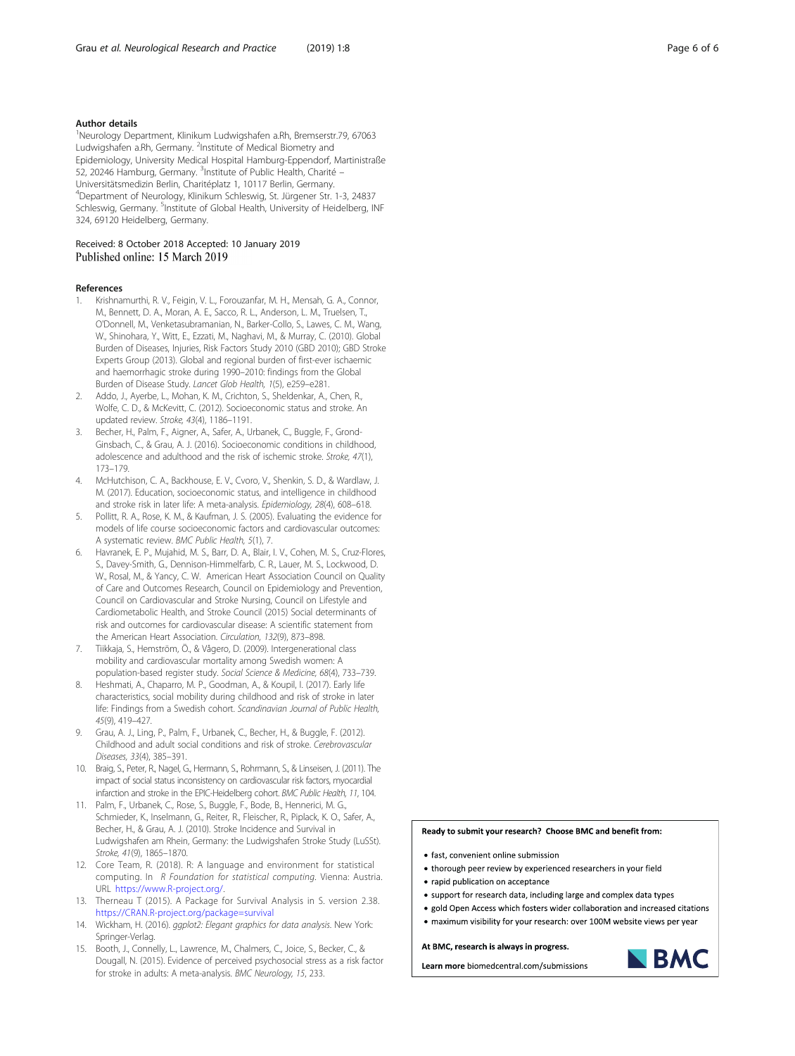#### Author details

[1]Neurology Department, Klinikum Ludwigshafen a.Rh, Bremserstr.79, 67063 Ludwigshafen a.Rh, Germany. [2]Institute of Medical Biometry and Epidemiology, University Medical Hospital Hamburg-Eppendorf, Martinistraße 52, 20246 Hamburg, Germany. [3]Institute of Public Health, Charité – Universitätsmedizin Berlin, Charitéplatz 1, 10117 Berlin, Germany. [4]Department of Neurology, Klinikum Schleswig, St. Jürgener Str. 1-3, 24837 Schleswig, Germany. [5]Institute of Global Health, University of Heidelberg, INF 324, 69120 Heidelberg, Germany.

Received: 8 October 2018 Accepted: 10 January 2019
Published online: 15 March 2019

#### References

1. Krishnamurthi, R. V., Feigin, V. L., Forouzanfar, M. H., Mensah, G. A., Connor, M., Bennett, D. A., Moran, A. E., Sacco, R. L., Anderson, L. M., Truelsen, T., O'Donnell, M., Venketasubramanian, N., Barker-Collo, S., Lawes, C. M., Wang, W., Shinohara, Y., Witt, E., Ezzati, M., Naghavi, M., & Murray, C. (2010). Global Burden of Diseases, Injuries, Risk Factors Study 2010 (GBD 2010); GBD Stroke Experts Group (2013). Global and regional burden of first-ever ischaemic and haemorrhagic stroke during 1990–2010: findings from the Global Burden of Disease Study. *Lancet Glob Health, 1*(5), e259–e281.
2. Addo, J., Ayerbe, L., Mohan, K. M., Crichton, S., Sheldenkar, A., Chen, R., Wolfe, C. D., & McKevitt, C. (2012). Socioeconomic status and stroke. An updated review. *Stroke, 43*(4), 1186–1191.
3. Becher, H., Palm, F., Aigner, A., Safer, A., Urbanek, C., Buggle, F., Grond-Ginsbach, C., & Grau, A. J. (2016). Socioeconomic conditions in childhood, adolescence and adulthood and the risk of ischemic stroke. *Stroke, 47*(1), 173–179.
4. McHutchison, C. A., Backhouse, E. V., Cvoro, V., Shenkin, S. D., & Wardlaw, J. M. (2017). Education, socioeconomic status, and intelligence in childhood and stroke risk in later life: A meta-analysis. *Epidemiology, 28*(4), 608–618.
5. Pollitt, R. A., Rose, K. M., & Kaufman, J. S. (2005). Evaluating the evidence for models of life course socioeconomic factors and cardiovascular outcomes: A systematic review. *BMC Public Health, 5*(1), 7.
6. Havranek, E. P., Mujahid, M. S., Barr, D. A., Blair, I. V., Cohen, M. S., Cruz-Flores, S., Davey-Smith, G., Dennison-Himmelfarb, C. R., Lauer, M. S., Lockwood, D. W., Rosal, M., & Yancy, C. W. American Heart Association Council on Quality of Care and Outcomes Research, Council on Epidemiology and Prevention, Council on Cardiovascular and Stroke Nursing, Council on Lifestyle and Cardiometabolic Health, and Stroke Council (2015) Social determinants of risk and outcomes for cardiovascular disease: A scientific statement from the American Heart Association. *Circulation, 132*(9), 873–898.
7. Tiikkaja, S., Hemström, Ö., & Vågero, D. (2009). Intergenerational class mobility and cardiovascular mortality among Swedish women: A population-based register study. *Social Science & Medicine, 68*(4), 733–739.
8. Heshmati, A., Chaparro, M. P., Goodman, A., & Koupil, I. (2017). Early life characteristics, social mobility during childhood and risk of stroke in later life: Findings from a Swedish cohort. *Scandinavian Journal of Public Health, 45*(9), 419–427.
9. Grau, A. J., Ling, P., Palm, F., Urbanek, C., Becher, H., & Buggle, F. (2012). Childhood and adult social conditions and risk of stroke. *Cerebrovascular Diseases, 33*(4), 385–391.
10. Braig, S., Peter, R., Nagel, G., Hermann, S., Rohrmann, S., & Linseisen, J. (2011). The impact of social status inconsistency on cardiovascular risk factors, myocardial infarction and stroke in the EPIC-Heidelberg cohort. *BMC Public Health, 11*, 104.
11. Palm, F., Urbanek, C., Rose, S., Buggle, F., Bode, B., Hennerici, M. G., Schmieder, K., Inselmann, G., Reiter, R., Fleischer, R., Piplack, K. O., Safer, A., Becher, H., & Grau, A. J. (2010). Stroke Incidence and Survival in Ludwigshafen am Rhein, Germany: the Ludwigshafen Stroke Study (LuSSt). *Stroke, 41*(9), 1865–1870.
12. Core Team, R. (2018). R: A language and environment for statistical computing. In *R Foundation for statistical computing*. Vienna: Austria. URL https://www.R-project.org/.
13. Therneau T (2015). A Package for Survival Analysis in S. version 2.38. https://CRAN.R-project.org/package=survival
14. Wickham, H. (2016). *ggplot2: Elegant graphics for data analysis*. New York: Springer-Verlag.
15. Booth, J., Connelly, L., Lawrence, M., Chalmers, C., Joice, S., Becker, C., & Dougall, N. (2015). Evidence of perceived psychosocial stress as a risk factor for stroke in adults: A meta-analysis. *BMC Neurology, 15*, 233.

**Ready to submit your research? Choose BMC and benefit from:**

- fast, convenient online submission
- thorough peer review by experienced researchers in your field
- rapid publication on acceptance
- support for research data, including large and complex data types
- gold Open Access which fosters wider collaboration and increased citations
- maximum visibility for your research: over 100M website views per year

**At BMC, research is always in progress.**

**Learn more** biomedcentral.com/submissions

BMC